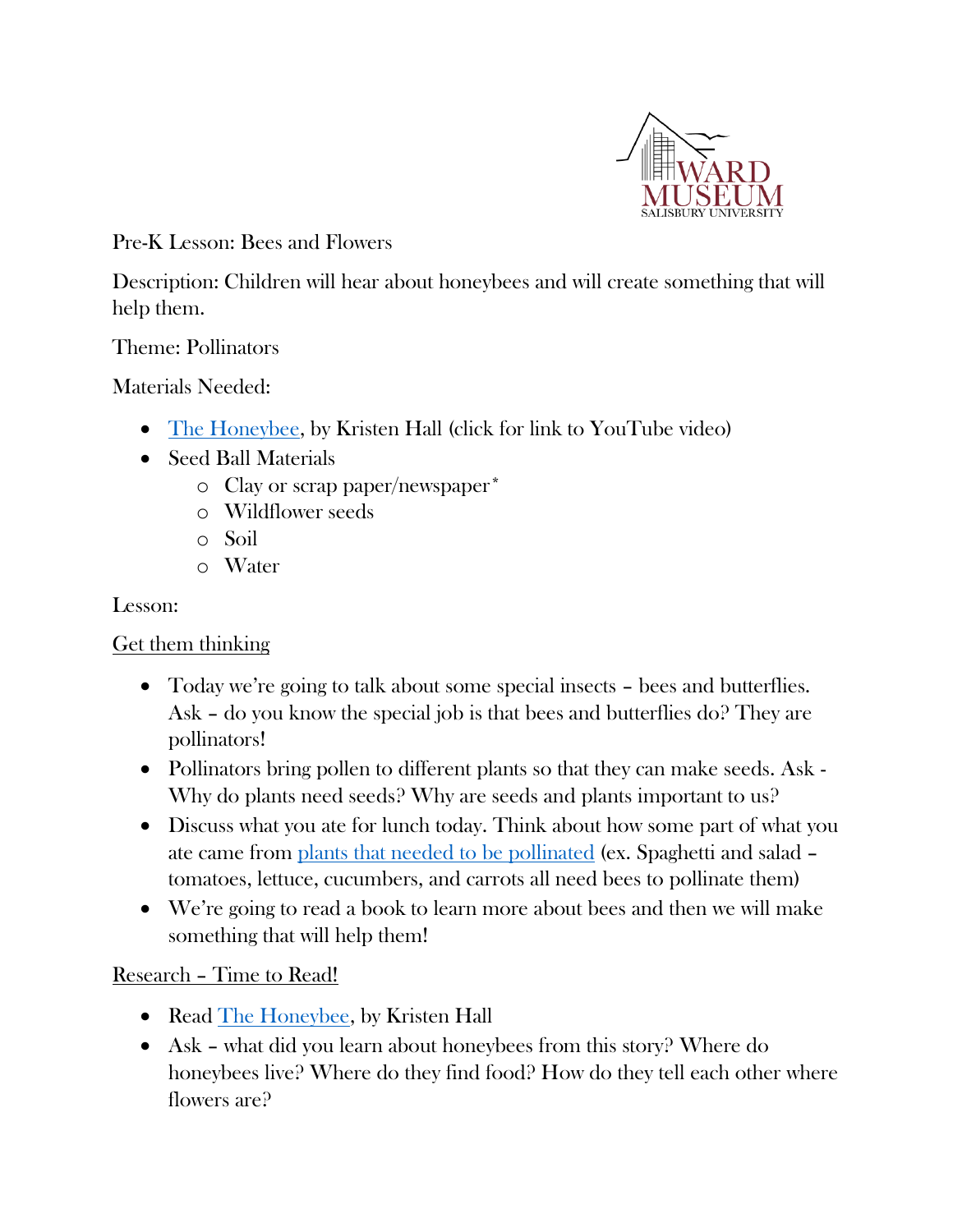WARD MUSEUM
SALISBURY UNIVERSITY

Pre-K Lesson: Bees and Flowers

Description: Children will hear about honeybees and will create something that will help them.

Theme: Pollinators

Materials Needed:

- The Honeybee, by Kristen Hall (click for link to YouTube video)
- Seed Ball Materials
  - Clay or scrap paper/newspaper*
  - Wildflower seeds
  - Soil
  - Water

Lesson:

Get them thinking

- Today we're going to talk about some special insects – bees and butterflies. Ask – do you know the special job is that bees and butterflies do? They are pollinators!
- Pollinators bring pollen to different plants so that they can make seeds. Ask - Why do plants need seeds? Why are seeds and plants important to us?
- Discuss what you ate for lunch today. Think about how some part of what you ate came from plants that needed to be pollinated (ex. Spaghetti and salad – tomatoes, lettuce, cucumbers, and carrots all need bees to pollinate them)
- We're going to read a book to learn more about bees and then we will make something that will help them!

Research – Time to Read!

- Read The Honeybee, by Kristen Hall
- Ask – what did you learn about honeybees from this story? Where do honeybees live? Where do they find food? How do they tell each other where flowers are?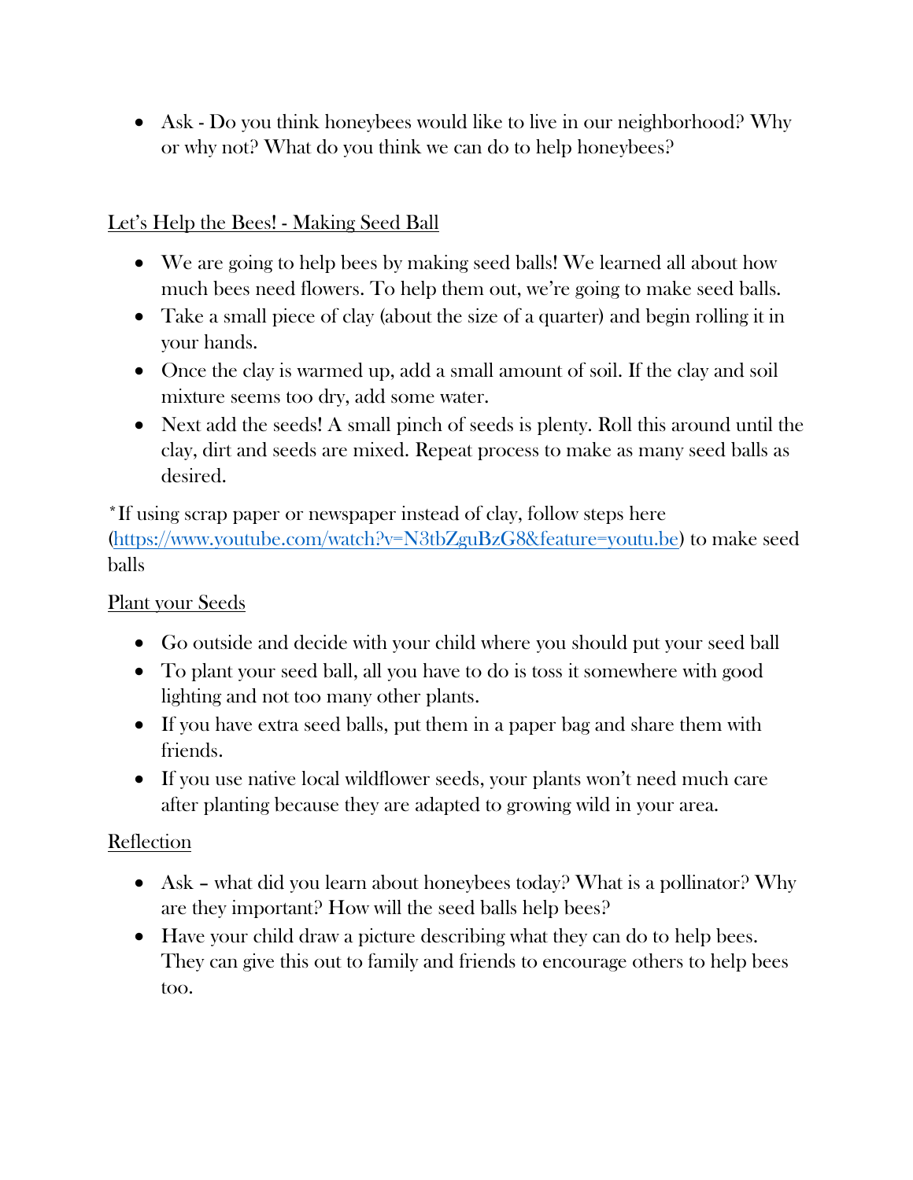- Ask - Do you think honeybees would like to live in our neighborhood? Why or why not? What do you think we can do to help honeybees?

Let's Help the Bees! - Making Seed Ball

- We are going to help bees by making seed balls! We learned all about how much bees need flowers. To help them out, we're going to make seed balls.
- Take a small piece of clay (about the size of a quarter) and begin rolling it in your hands.
- Once the clay is warmed up, add a small amount of soil. If the clay and soil mixture seems too dry, add some water.
- Next add the seeds! A small pinch of seeds is plenty. Roll this around until the clay, dirt and seeds are mixed. Repeat process to make as many seed balls as desired.

*If using scrap paper or newspaper instead of clay, follow steps here (https://www.youtube.com/watch?v=N3tbZguBzG8&feature=youtu.be) to make seed balls

Plant your Seeds

- Go outside and decide with your child where you should put your seed ball
- To plant your seed ball, all you have to do is toss it somewhere with good lighting and not too many other plants.
- If you have extra seed balls, put them in a paper bag and share them with friends.
- If you use native local wildflower seeds, your plants won't need much care after planting because they are adapted to growing wild in your area.

Reflection

- Ask – what did you learn about honeybees today? What is a pollinator? Why are they important? How will the seed balls help bees?
- Have your child draw a picture describing what they can do to help bees. They can give this out to family and friends to encourage others to help bees too.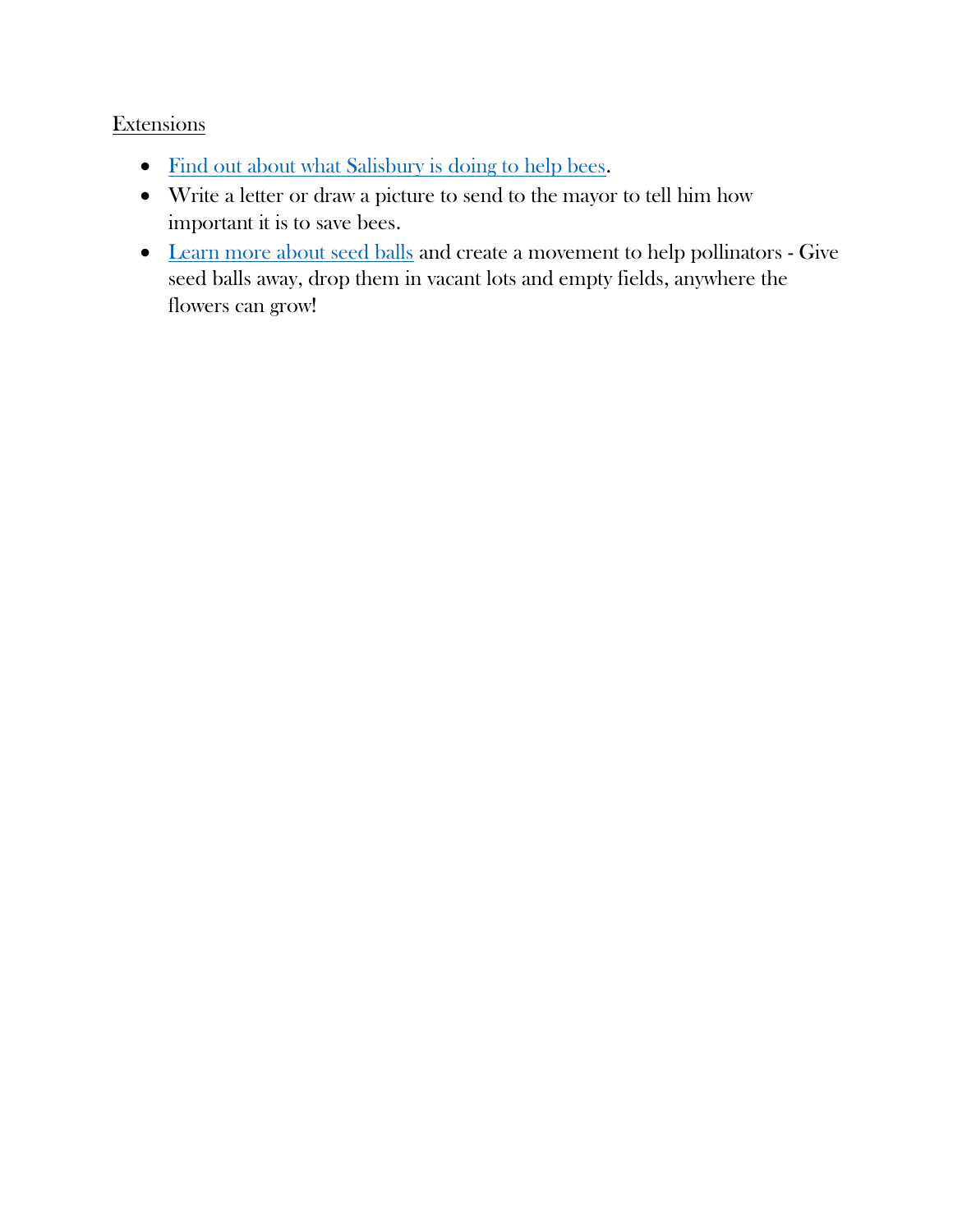Extensions

- Find out about what Salisbury is doing to help bees.
- Write a letter or draw a picture to send to the mayor to tell him how important it is to save bees.
- Learn more about seed balls and create a movement to help pollinators - Give seed balls away, drop them in vacant lots and empty fields, anywhere the flowers can grow!